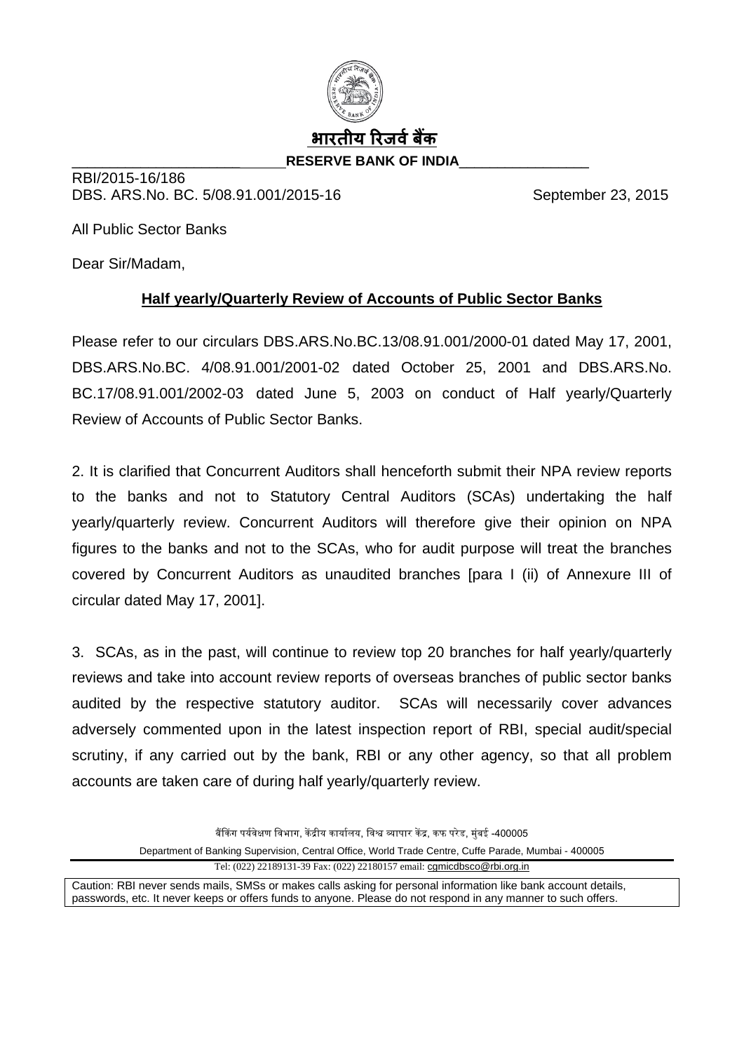भारतीय रिज़र्व बैंक

RESERVE BANK OF INDIA

RBI/2015-16/186
DBS. ARS.No. BC. 5/08.91.001/2015-16 September 23, 2015

All Public Sector Banks

Dear Sir/Madam,

**Half yearly/Quarterly Review of Accounts of Public Sector Banks**

Please refer to our circulars DBS.ARS.No.BC.13/08.91.001/2000-01 dated May 17, 2001, DBS.ARS.No.BC. 4/08.91.001/2001-02 dated October 25, 2001 and DBS.ARS.No. BC.17/08.91.001/2002-03 dated June 5, 2003 on conduct of Half yearly/Quarterly Review of Accounts of Public Sector Banks.

2. It is clarified that Concurrent Auditors shall henceforth submit their NPA review reports to the banks and not to Statutory Central Auditors (SCAs) undertaking the half yearly/quarterly review. Concurrent Auditors will therefore give their opinion on NPA figures to the banks and not to the SCAs, who for audit purpose will treat the branches covered by Concurrent Auditors as unaudited branches [para I (ii) of Annexure III of circular dated May 17, 2001].

3. SCAs, as in the past, will continue to review top 20 branches for half yearly/quarterly reviews and take into account review reports of overseas branches of public sector banks audited by the respective statutory auditor. SCAs will necessarily cover advances adversely commented upon in the latest inspection report of RBI, special audit/special scrutiny, if any carried out by the bank, RBI or any other agency, so that all problem accounts are taken care of during half yearly/quarterly review.

बैंकिंग पर्यवेक्षण विभाग, केंद्रीय कार्यालय, विश्व व्यापार केंद्र, कफ परेड, मुंबई -400005

Department of Banking Supervision, Central Office, World Trade Centre, Cuffe Parade, Mumbai - 400005

Tel: (022) 22189131-39 Fax: (022) 22180157 email: cgmicdbsco@rbi.org.in

Caution: RBI never sends mails, SMSs or makes calls asking for personal information like bank account details, passwords, etc. It never keeps or offers funds to anyone. Please do not respond in any manner to such offers.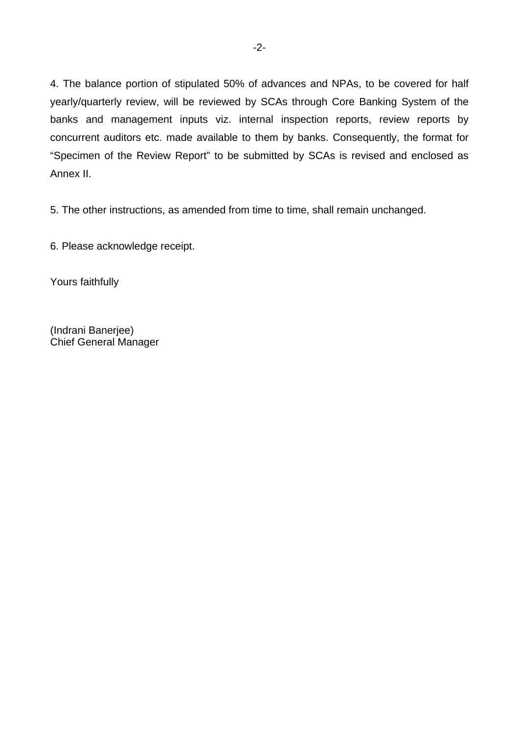4. The balance portion of stipulated 50% of advances and NPAs, to be covered for half yearly/quarterly review, will be reviewed by SCAs through Core Banking System of the banks and management inputs viz. internal inspection reports, review reports by concurrent auditors etc. made available to them by banks. Consequently, the format for "Specimen of the Review Report" to be submitted by SCAs is revised and enclosed as Annex II.

5. The other instructions, as amended from time to time, shall remain unchanged.

6. Please acknowledge receipt.

Yours faithfully

(Indrani Banerjee)
Chief General Manager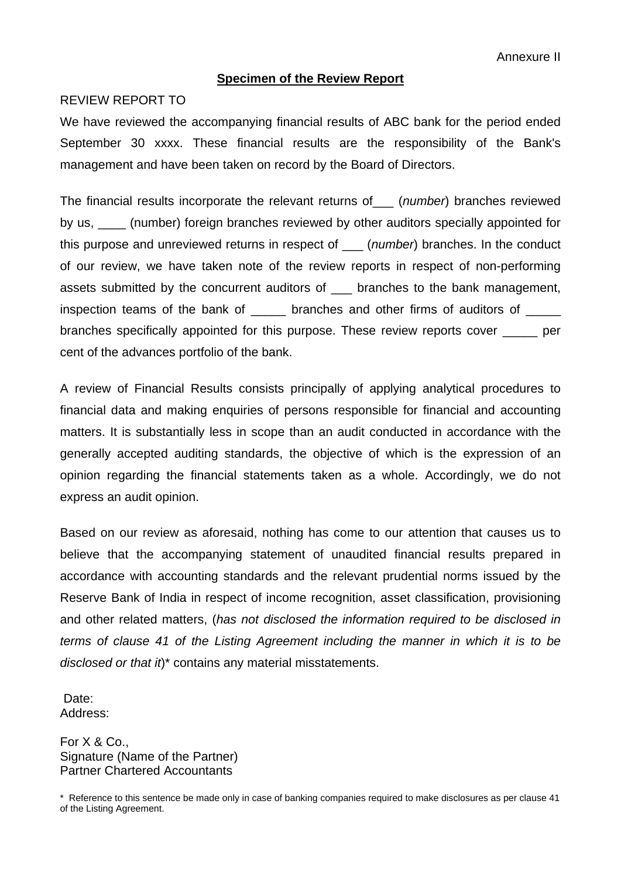Annexure II

**Specimen of the Review Report**

REVIEW REPORT TO

We have reviewed the accompanying financial results of ABC bank for the period ended September 30 xxxx. These financial results are the responsibility of the Bank's management and have been taken on record by the Board of Directors.

The financial results incorporate the relevant returns of___ (*number*) branches reviewed by us, ____ (number) foreign branches reviewed by other auditors specially appointed for this purpose and unreviewed returns in respect of ___ (*number*) branches. In the conduct of our review, we have taken note of the review reports in respect of non-performing assets submitted by the concurrent auditors of ___ branches to the bank management, inspection teams of the bank of _____ branches and other firms of auditors of _____ branches specifically appointed for this purpose. These review reports cover _____ per cent of the advances portfolio of the bank.

A review of Financial Results consists principally of applying analytical procedures to financial data and making enquiries of persons responsible for financial and accounting matters. It is substantially less in scope than an audit conducted in accordance with the generally accepted auditing standards, the objective of which is the expression of an opinion regarding the financial statements taken as a whole. Accordingly, we do not express an audit opinion.

Based on our review as aforesaid, nothing has come to our attention that causes us to believe that the accompanying statement of unaudited financial results prepared in accordance with accounting standards and the relevant prudential norms issued by the Reserve Bank of India in respect of income recognition, asset classification, provisioning and other related matters, (*has not disclosed the information required to be disclosed in terms of clause 41 of the Listing Agreement including the manner in which it is to be disclosed or that it*)* contains any material misstatements.

Date:
Address:

For X & Co.,
Signature (Name of the Partner)
Partner Chartered Accountants

* Reference to this sentence be made only in case of banking companies required to make disclosures as per clause 41 of the Listing Agreement.